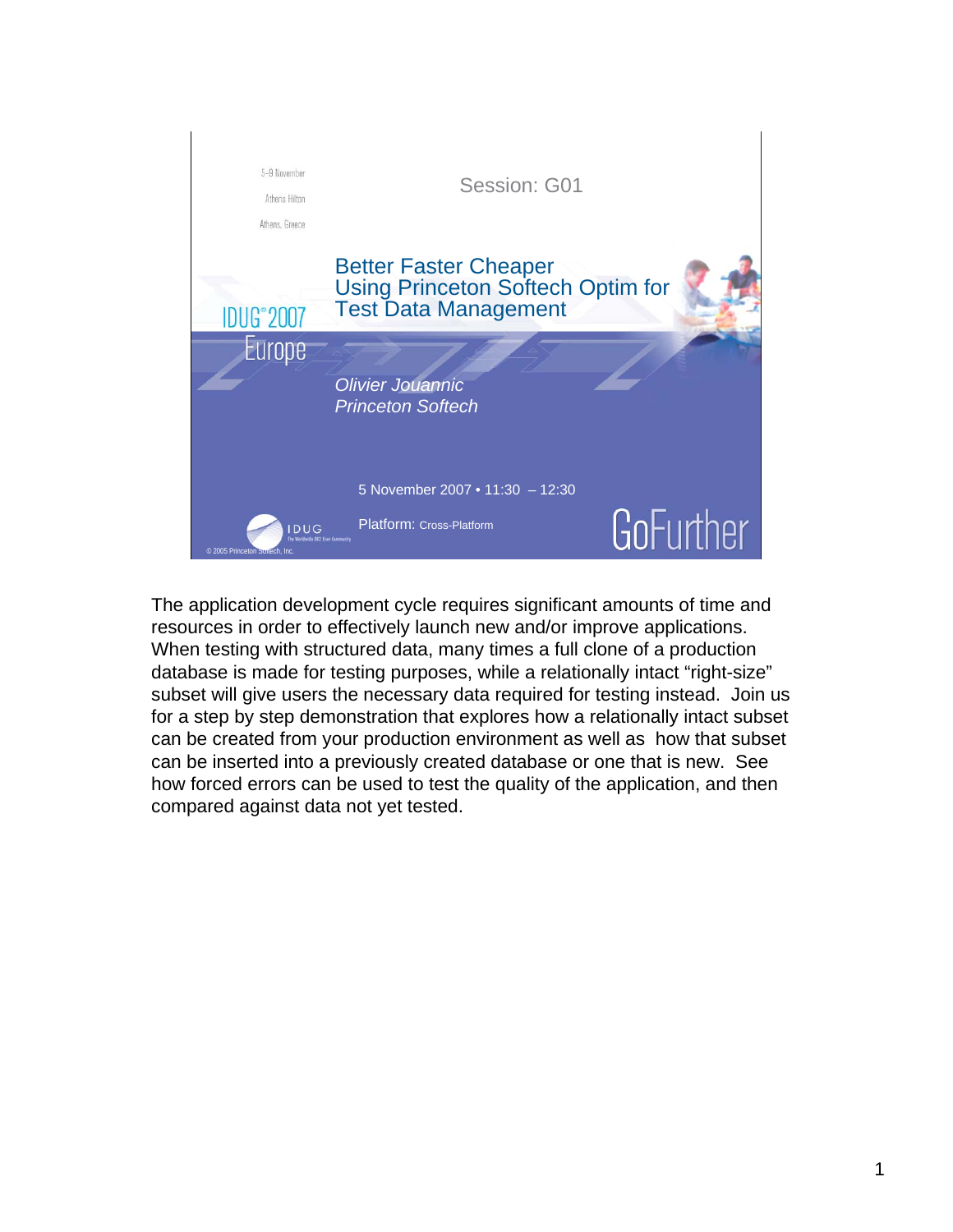5-9 November

Athens Hilton

Athens, Greece

Session: G01

# Better Faster Cheaper Using Princeton Softech Optim for Test Data Management

IDUG®2007 Europe

*Olivier Jouannic*
*Princeton Softech*

5 November 2007 • 11:30 – 12:30

Platform: Cross-Platform

© 2005 Princeton Softech, Inc.

GoFurther

The application development cycle requires significant amounts of time and resources in order to effectively launch new and/or improve applications. When testing with structured data, many times a full clone of a production database is made for testing purposes, while a relationally intact "right-size" subset will give users the necessary data required for testing instead. Join us for a step by step demonstration that explores how a relationally intact subset can be created from your production environment as well as how that subset can be inserted into a previously created database or one that is new. See how forced errors can be used to test the quality of the application, and then compared against data not yet tested.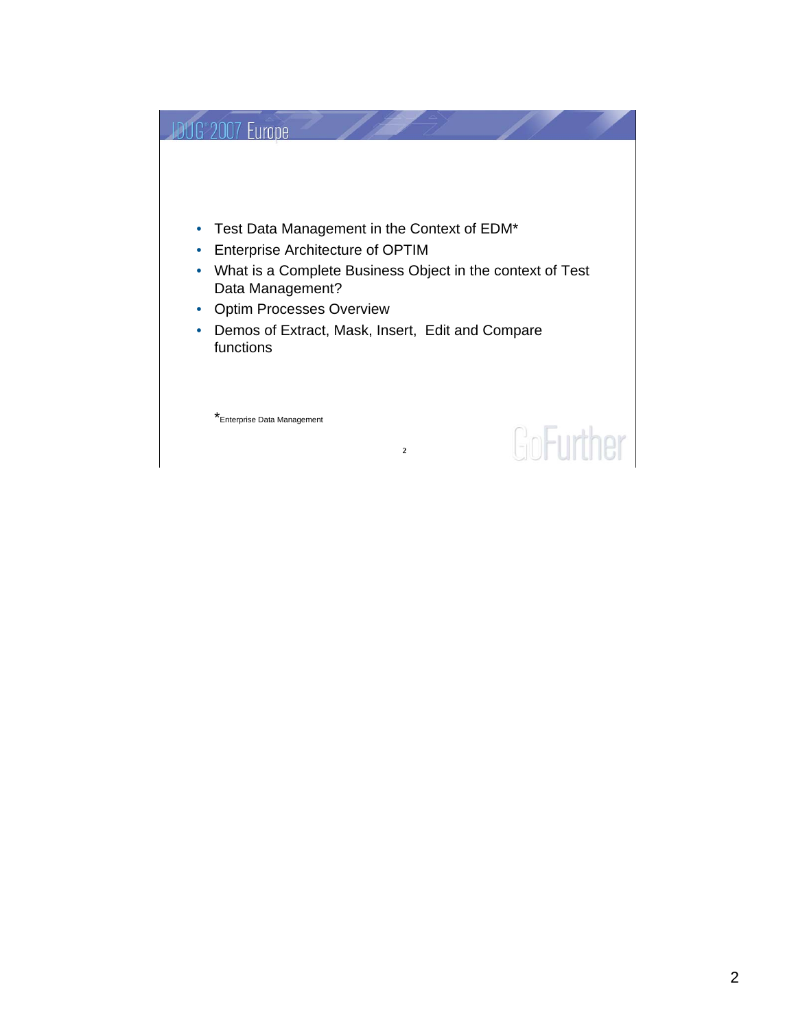- Test Data Management in the Context of EDM*
- Enterprise Architecture of OPTIM
- What is a Complete Business Object in the context of Test Data Management?
- Optim Processes Overview
- Demos of Extract, Mask, Insert, Edit and Compare functions

*Enterprise Data Management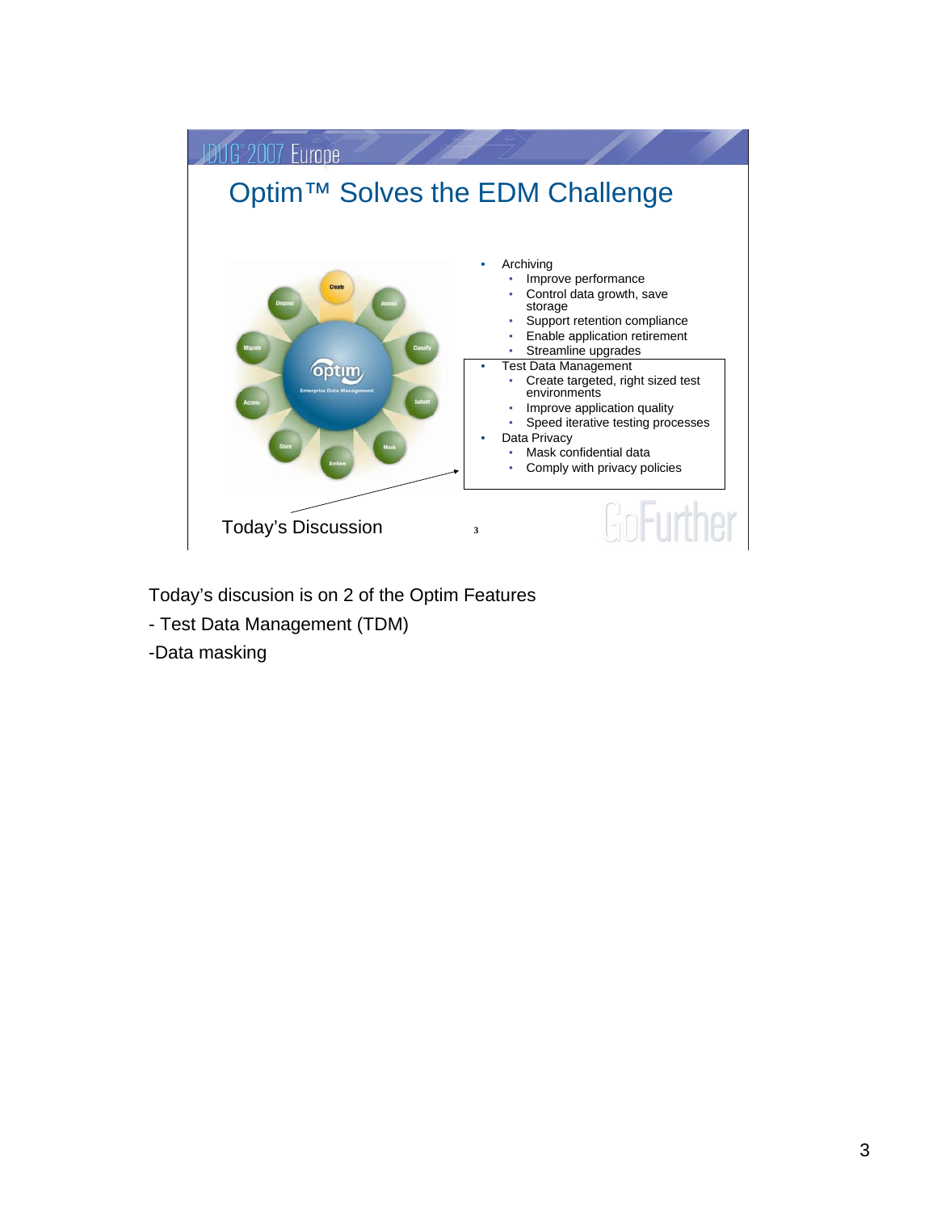## Optim™ Solves the EDM Challenge

- Archiving
  - Improve performance
  - Control data growth, save storage
  - Support retention compliance
  - Enable application retirement
  - Streamline upgrades
- Test Data Management
  - Create targeted, right sized test environments
  - Improve application quality
  - Speed iterative testing processes
- Data Privacy
  - Mask confidential data
  - Comply with privacy policies

Today's Discussion

Today's discusion is on 2 of the Optim Features

- Test Data Management (TDM)

-Data masking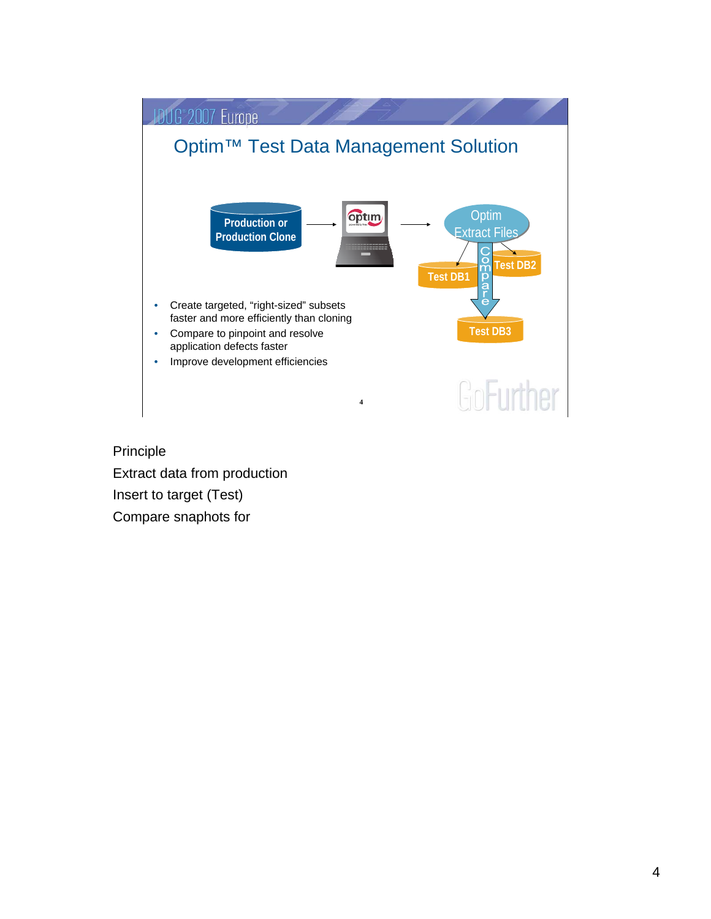## Optim™ Test Data Management Solution

Production or Production Clone → optim → Optim Extract Files → Test DB1, Test DB2; Compare → Test DB3

- Create targeted, “right-sized” subsets faster and more efficiently than cloning
- Compare to pinpoint and resolve application defects faster
- Improve development efficiencies

Principle

Extract data from production

Insert to target (Test)

Compare snaphots for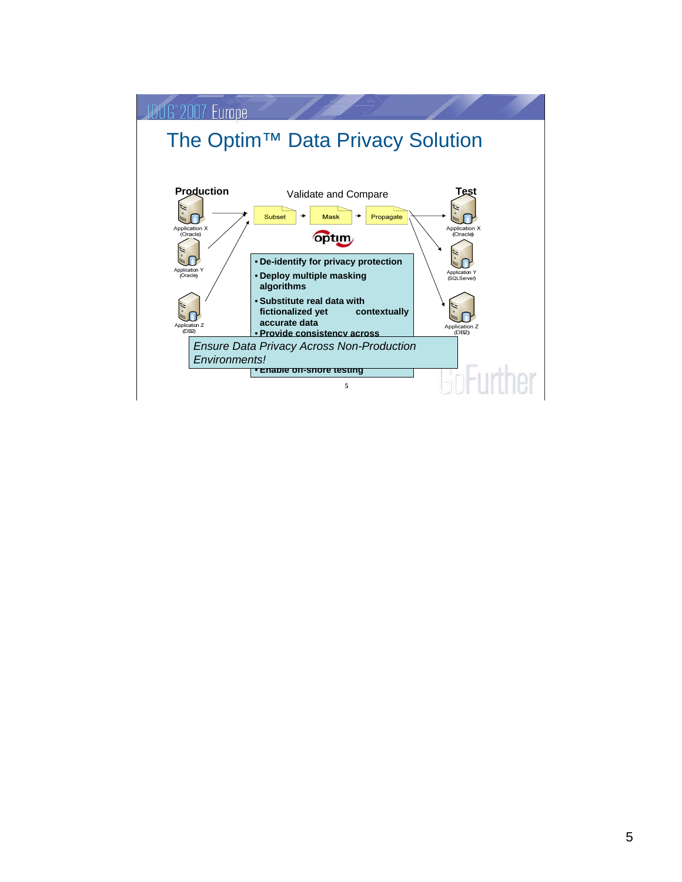# The Optim™ Data Privacy Solution

**Production**

Application X (Oracle)

Application Y (Oracle)

Application Z (DB2)

Validate and Compare

Subset → Mask → Propagate

optim

**Test**

Application X (Oracle)

Application Y (SQLServer)

Application Z (DB2)

- **De-identify for privacy protection**
- **Deploy multiple masking algorithms**
- **Substitute real data with fictionalized yet contextually accurate data**
- **Provide consistency across**
- **Enable off-shore testing**

*Ensure Data Privacy Across Non-Production Environments!*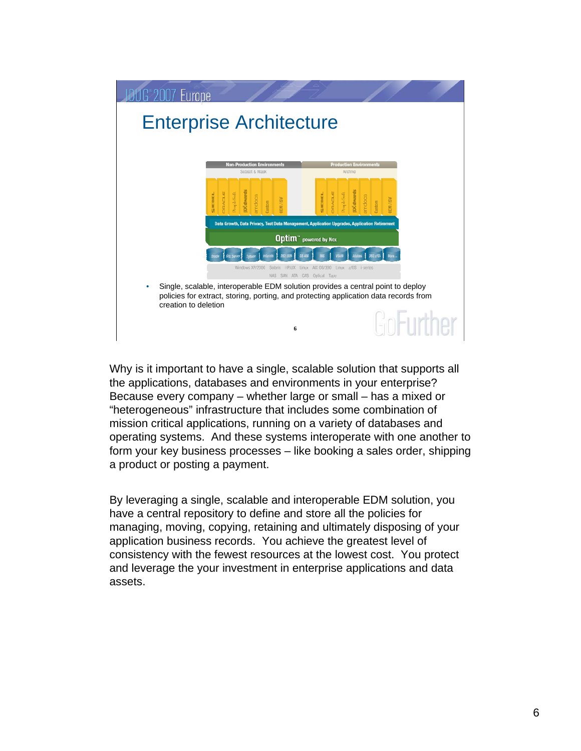## Enterprise Architecture

- Single, scalable, interoperable EDM solution provides a central point to deploy policies for extract, storing, porting, and protecting application data records from creation to deletion

Why is it important to have a single, scalable solution that supports all the applications, databases and environments in your enterprise? Because every company – whether large or small – has a mixed or "heterogeneous" infrastructure that includes some combination of mission critical applications, running on a variety of databases and operating systems. And these systems interoperate with one another to form your key business processes – like booking a sales order, shipping a product or posting a payment.

By leveraging a single, scalable and interoperable EDM solution, you have a central repository to define and store all the policies for managing, moving, copying, retaining and ultimately disposing of your application business records. You achieve the greatest level of consistency with the fewest resources at the lowest cost. You protect and leverage the your investment in enterprise applications and data assets.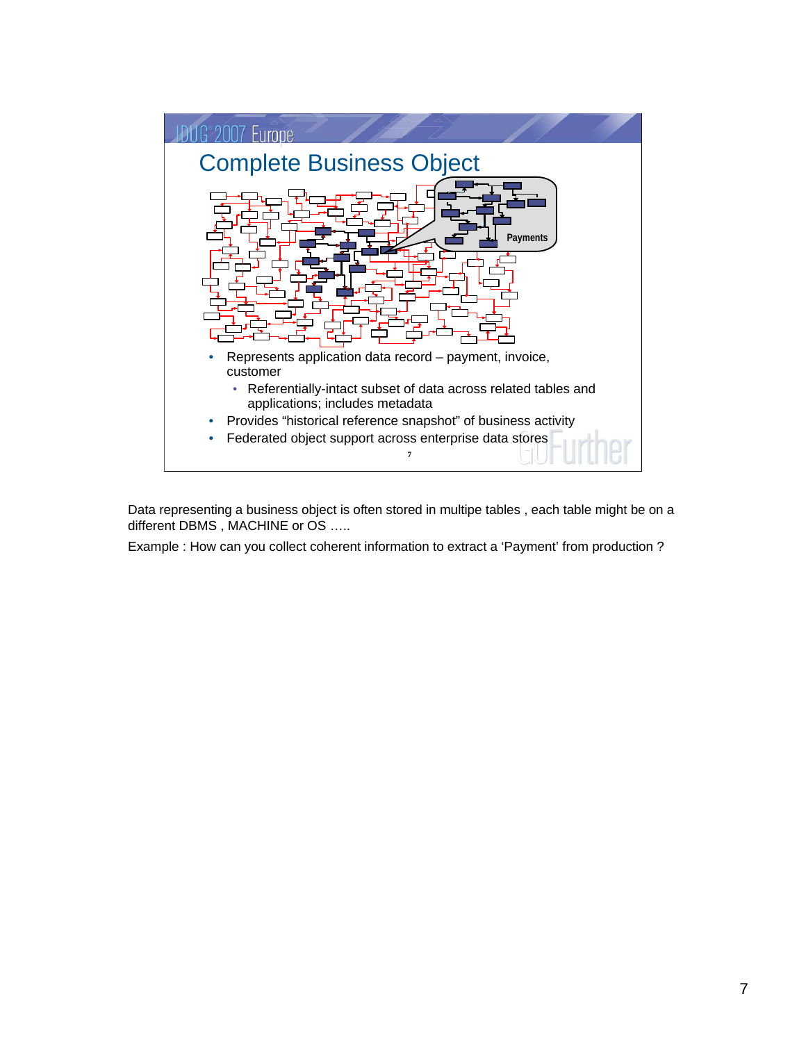## Complete Business Object

Payments

- Represents application data record – payment, invoice, customer
  - Referentially-intact subset of data across related tables and applications; includes metadata
- Provides "historical reference snapshot" of business activity
- Federated object support across enterprise data stores

Data representing a business object is often stored in multipe tables , each table might be on a different DBMS , MACHINE or OS …..

Example : How can you collect coherent information to extract a 'Payment' from production ?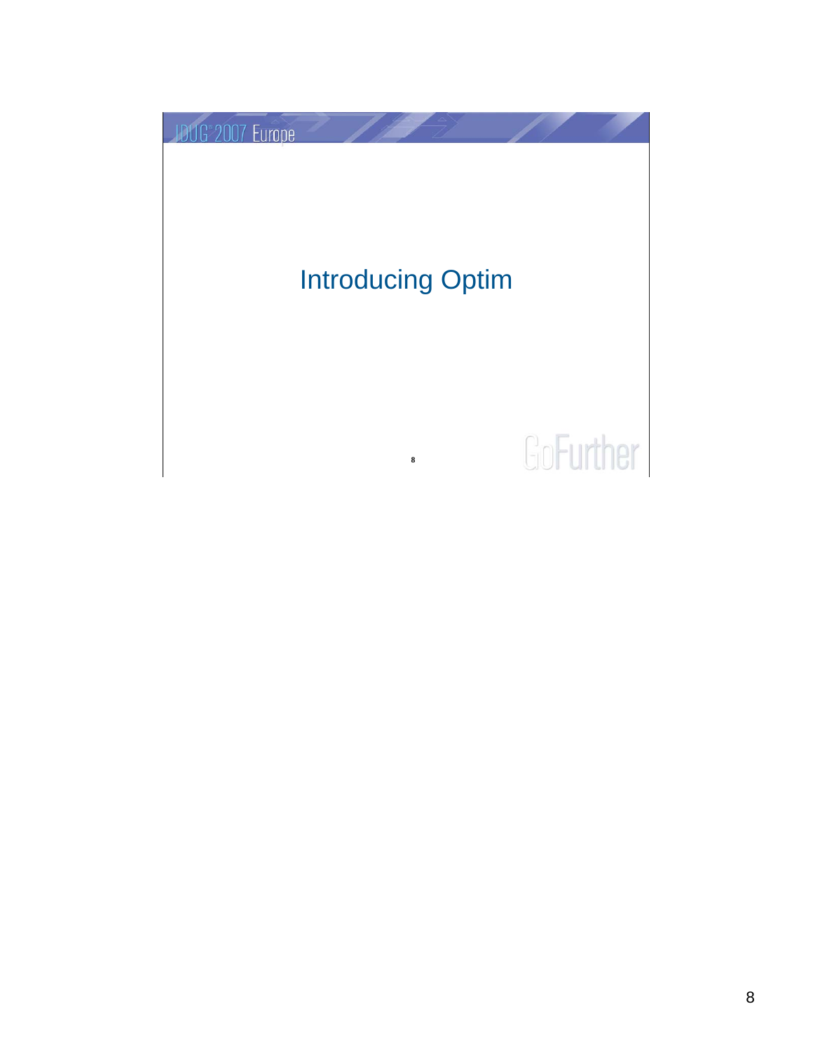# Introducing Optim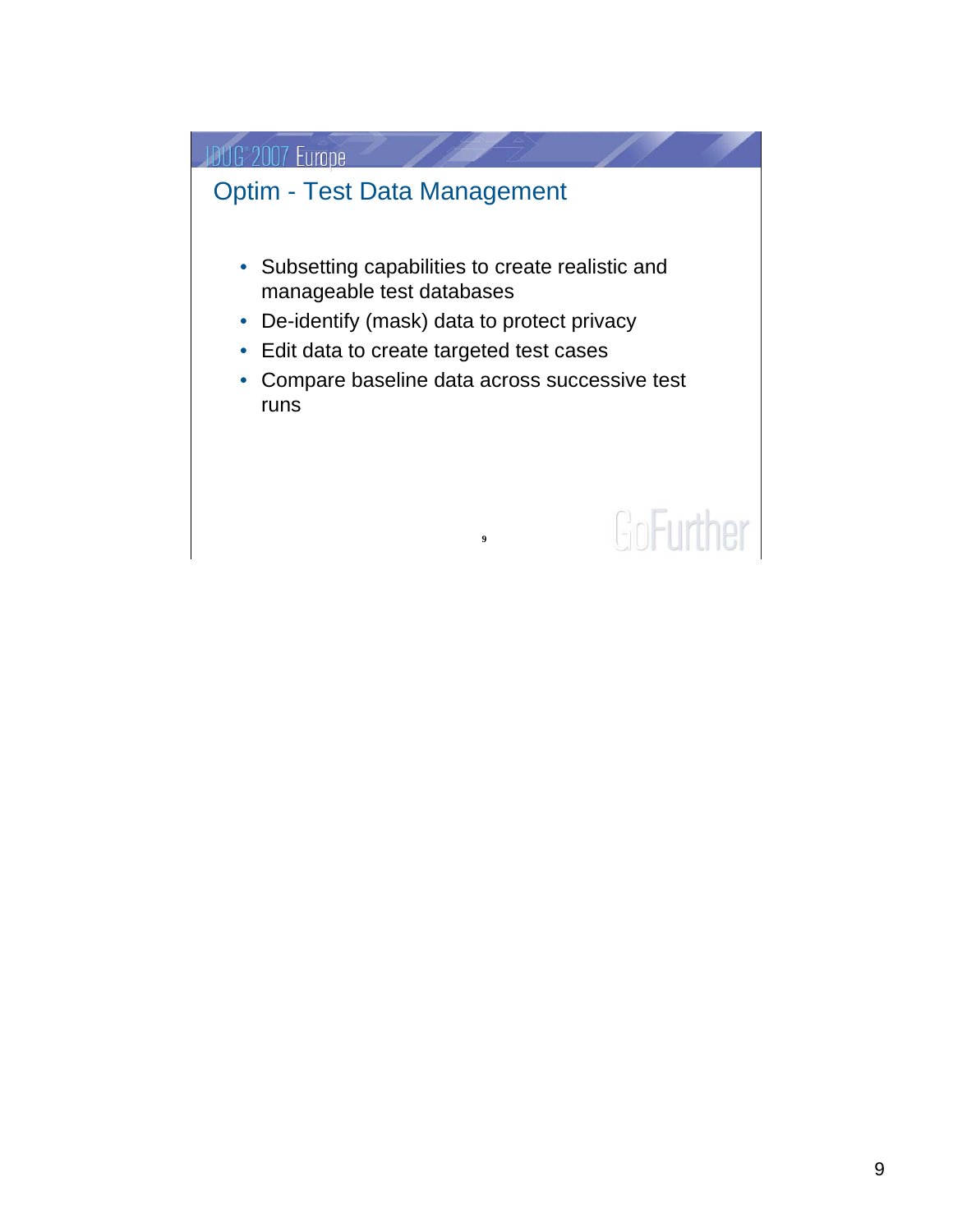## Optim - Test Data Management

- Subsetting capabilities to create realistic and manageable test databases
- De-identify (mask) data to protect privacy
- Edit data to create targeted test cases
- Compare baseline data across successive test runs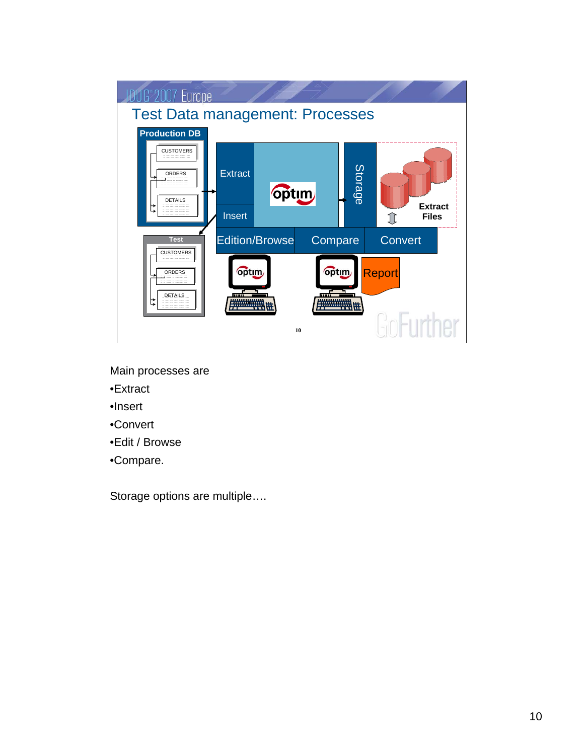## Test Data management: Processes

Main processes are

- •Extract
- •Insert
- •Convert
- •Edit / Browse
- •Compare.

Storage options are multiple….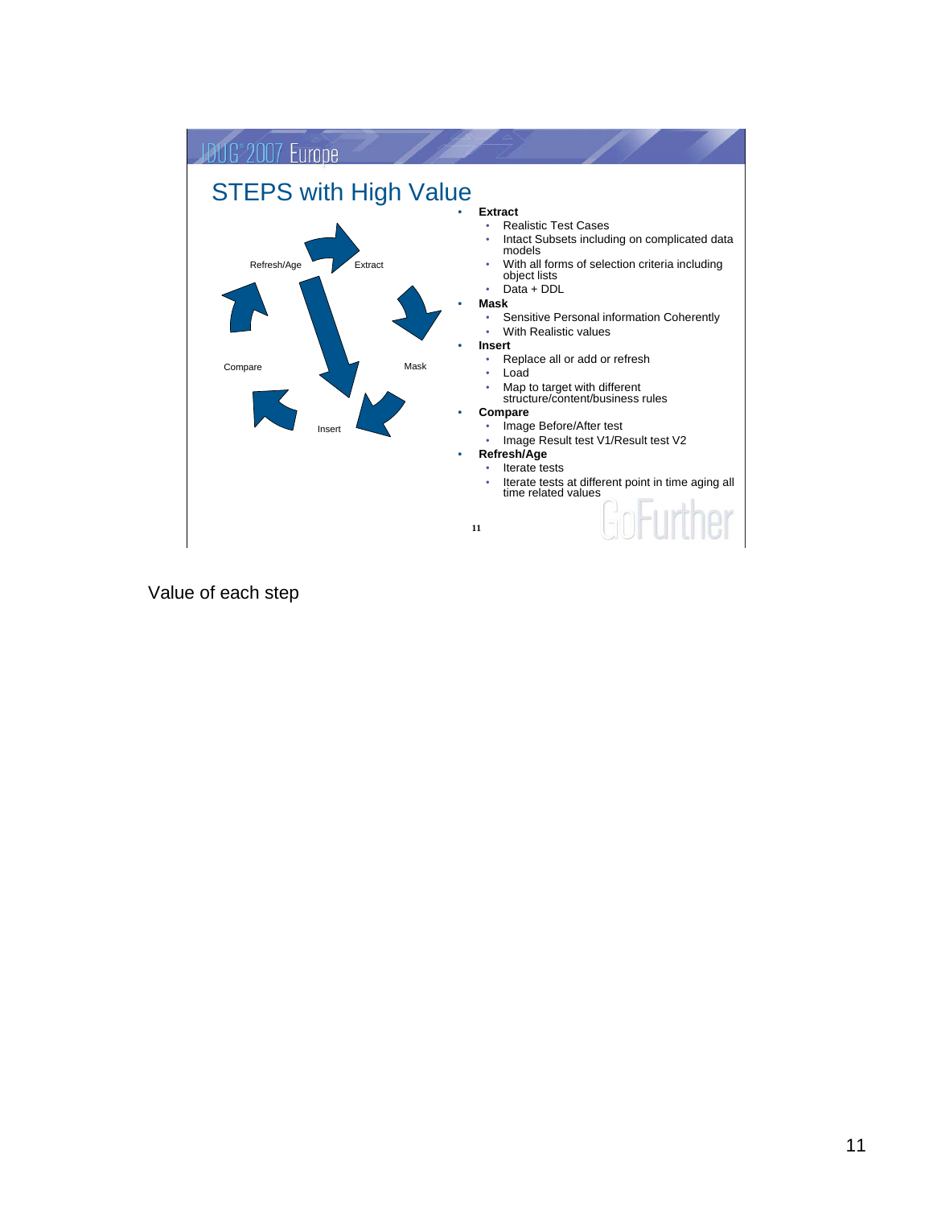## STEPS with High Value

Refresh/Age → Extract → Mask → Insert → Compare

- **Extract**
  - Realistic Test Cases
  - Intact Subsets including on complicated data models
  - With all forms of selection criteria including object lists
  - Data + DDL
- **Mask**
  - Sensitive Personal information Coherently
  - With Realistic values
- **Insert**
  - Replace all or add or refresh
  - Load
  - Map to target with different structure/content/business rules
- **Compare**
  - Image Before/After test
  - Image Result test V1/Result test V2
- **Refresh/Age**
  - Iterate tests
  - Iterate tests at different point in time aging all time related values

Value of each step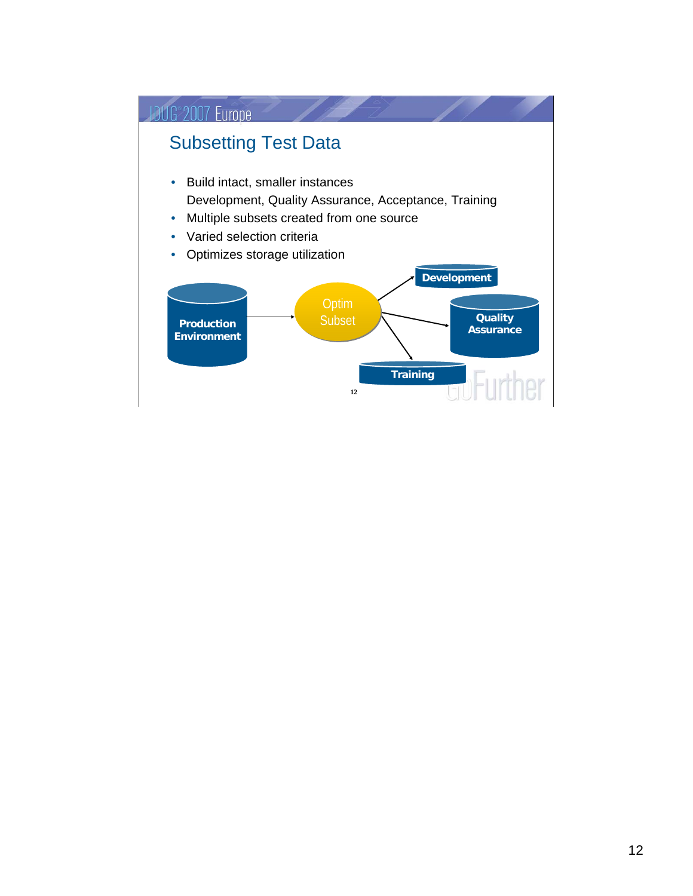## Subsetting Test Data

- Build intact, smaller instances
  Development, Quality Assurance, Acceptance, Training
- Multiple subsets created from one source
- Varied selection criteria
- Optimizes storage utilization

Production Environment → Optim Subset → Development, Quality Assurance, Training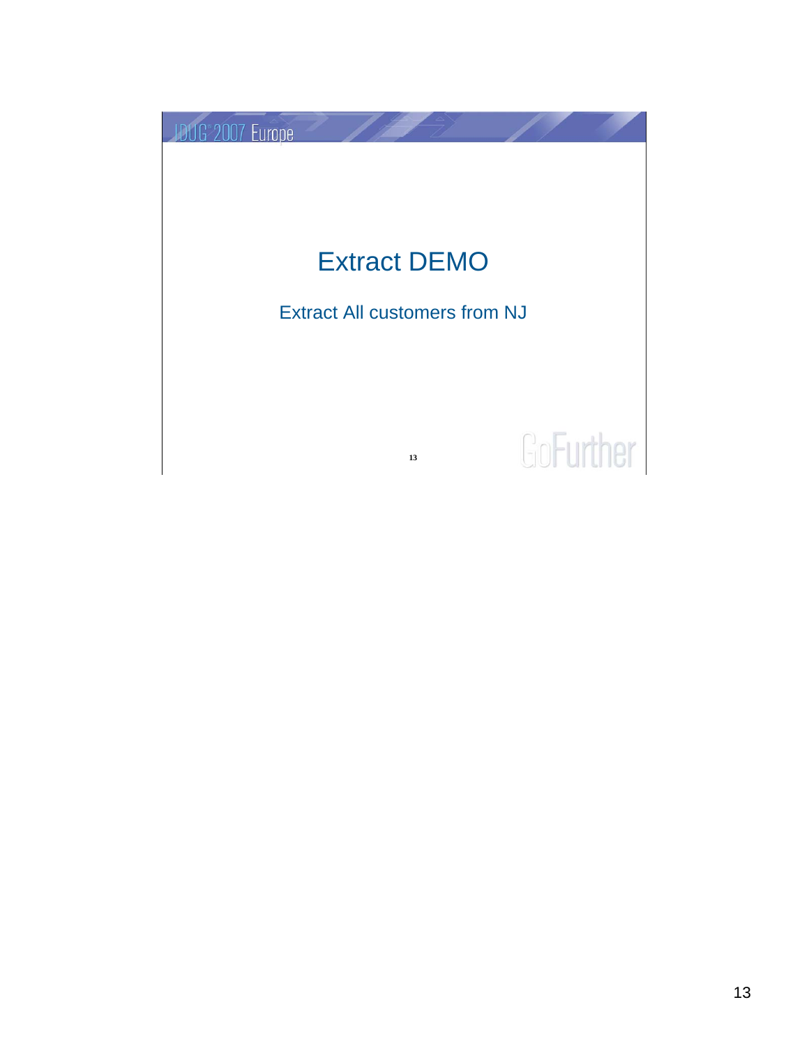# Extract DEMO

Extract All customers from NJ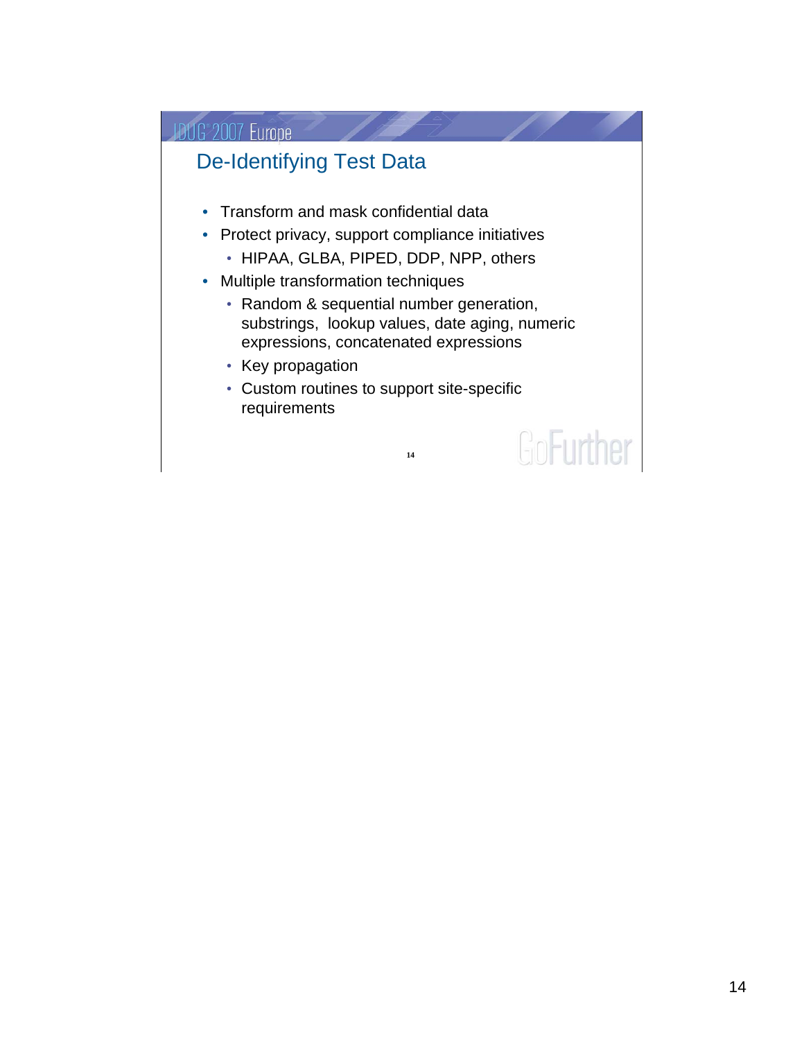## De-Identifying Test Data

- Transform and mask confidential data
- Protect privacy, support compliance initiatives
  - HIPAA, GLBA, PIPED, DDP, NPP, others
- Multiple transformation techniques
  - Random & sequential number generation, substrings, lookup values, date aging, numeric expressions, concatenated expressions
  - Key propagation
  - Custom routines to support site-specific requirements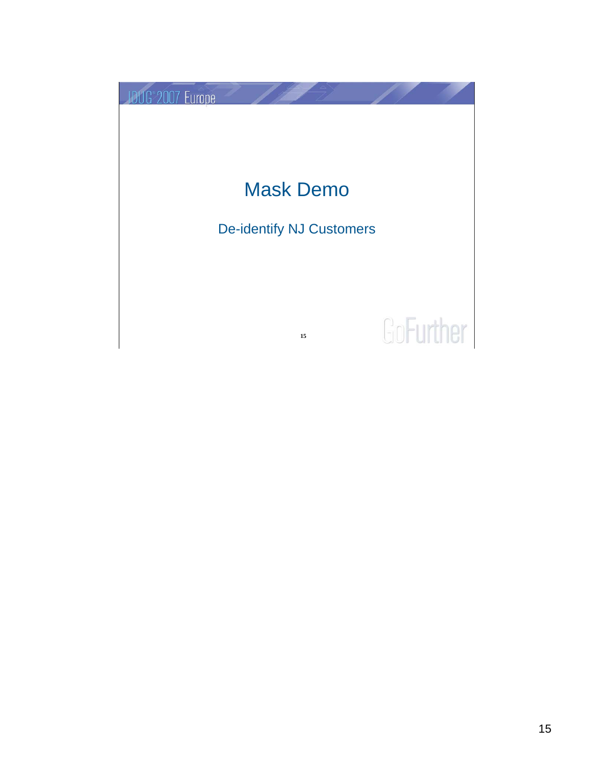# Mask Demo

De-identify NJ Customers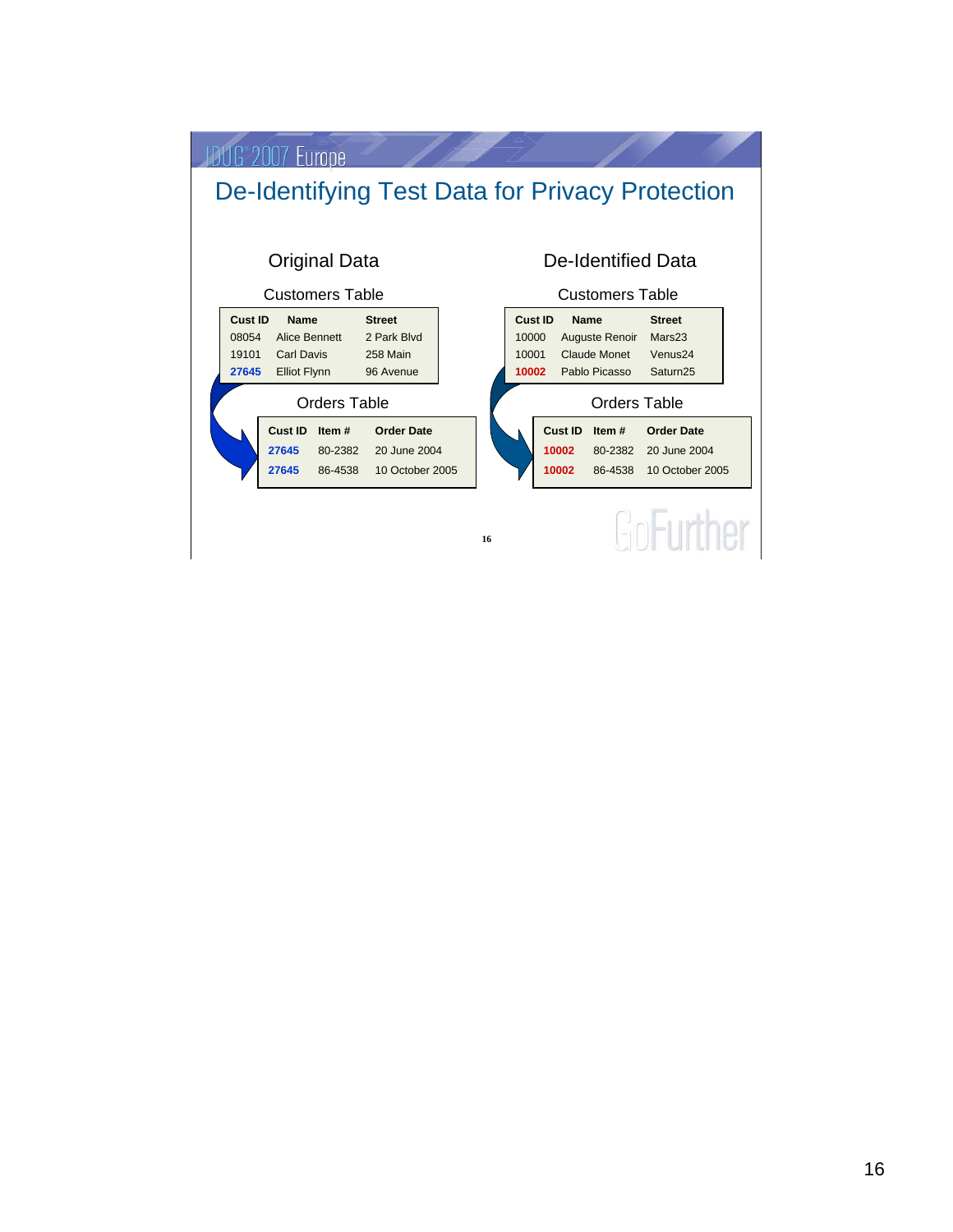# De-Identifying Test Data for Privacy Protection

## Original Data

### Customers Table

| Cust ID | Name | Street |
|---|---|---|
| 08054 | Alice Bennett | 2 Park Blvd |
| 19101 | Carl Davis | 258 Main |
| **27645** | Elliot Flynn | 96 Avenue |

### Orders Table

| Cust ID | Item # | Order Date |
|---|---|---|
| **27645** | 80-2382 | 20 June 2004 |
| **27645** | 86-4538 | 10 October 2005 |

## De-Identified Data

### Customers Table

| Cust ID | Name | Street |
|---|---|---|
| 10000 | Auguste Renoir | Mars23 |
| 10001 | Claude Monet | Venus24 |
| **10002** | Pablo Picasso | Saturn25 |

### Orders Table

| Cust ID | Item # | Order Date |
|---|---|---|
| **10002** | 80-2382 | 20 June 2004 |
| **10002** | 86-4538 | 10 October 2005 |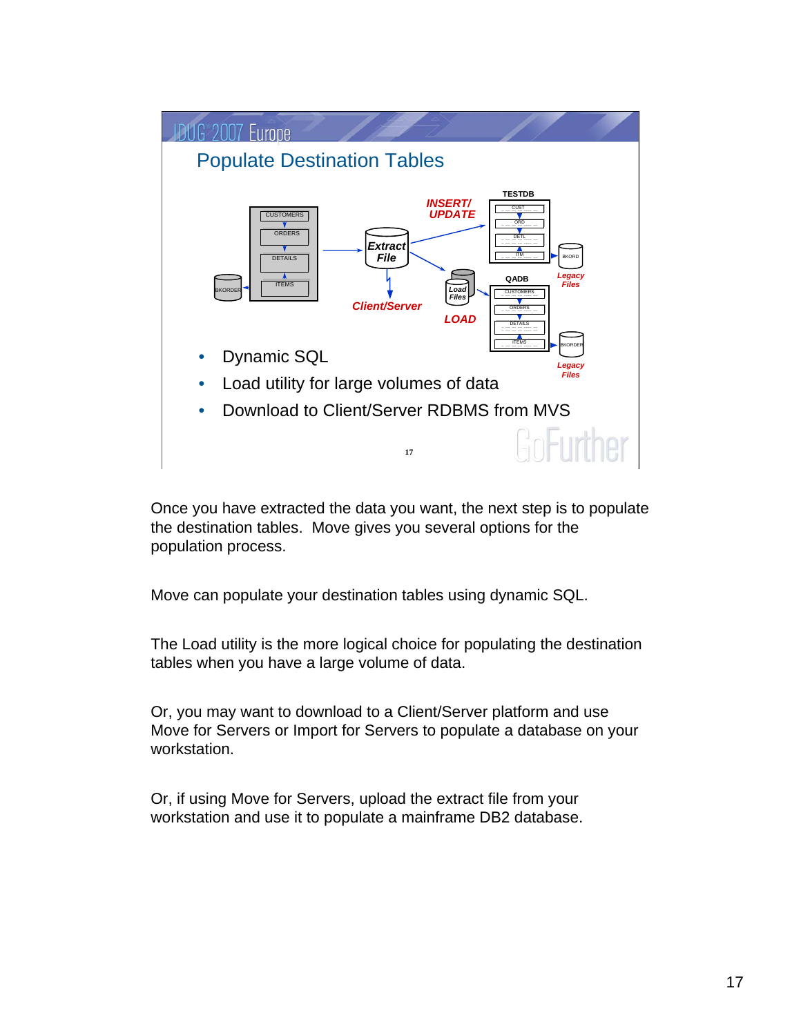## Populate Destination Tables

- Dynamic SQL
- Load utility for large volumes of data
- Download to Client/Server RDBMS from MVS

Once you have extracted the data you want, the next step is to populate the destination tables. Move gives you several options for the population process.

Move can populate your destination tables using dynamic SQL.

The Load utility is the more logical choice for populating the destination tables when you have a large volume of data.

Or, you may want to download to a Client/Server platform and use Move for Servers or Import for Servers to populate a database on your workstation.

Or, if using Move for Servers, upload the extract file from your workstation and use it to populate a mainframe DB2 database.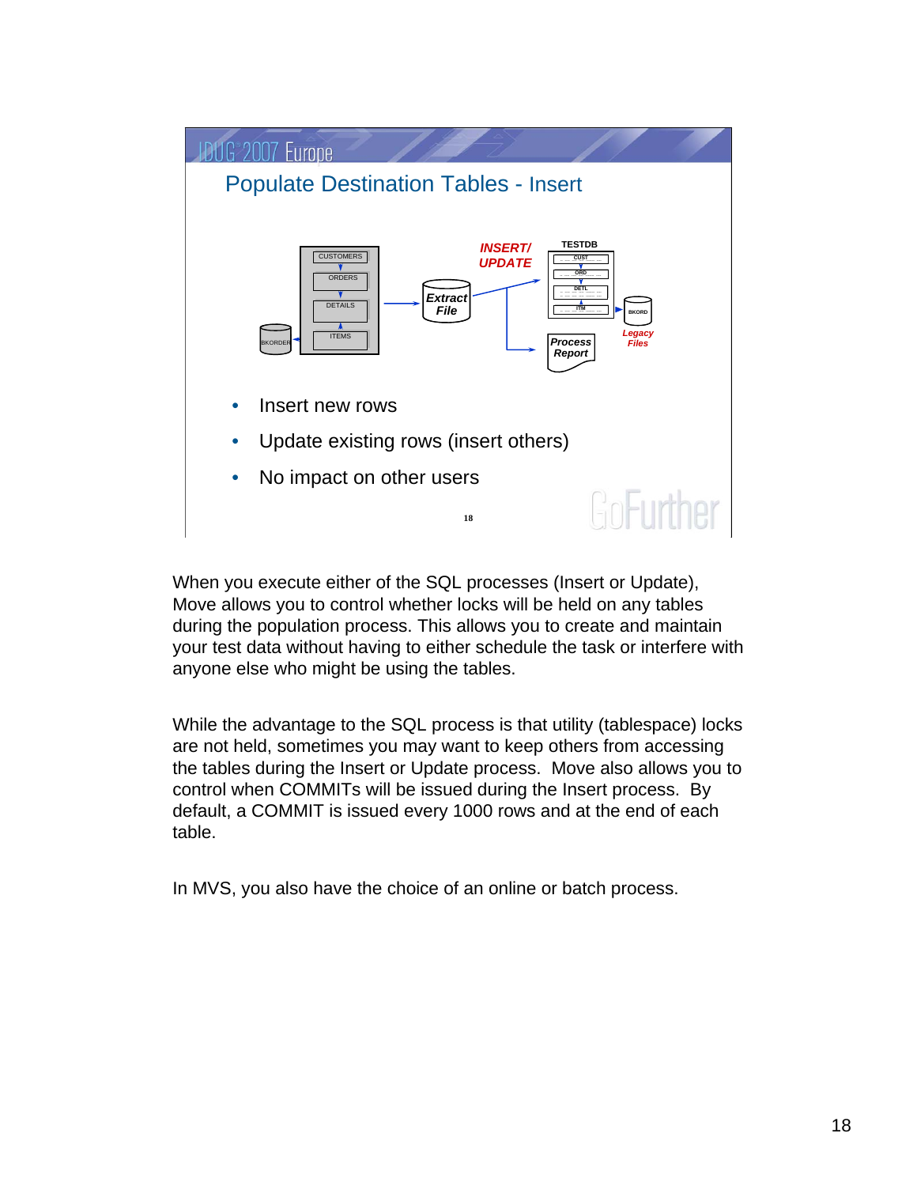## Populate Destination Tables - Insert

- Insert new rows
- Update existing rows (insert others)
- No impact on other users

When you execute either of the SQL processes (Insert or Update), Move allows you to control whether locks will be held on any tables during the population process. This allows you to create and maintain your test data without having to either schedule the task or interfere with anyone else who might be using the tables.

While the advantage to the SQL process is that utility (tablespace) locks are not held, sometimes you may want to keep others from accessing the tables during the Insert or Update process. Move also allows you to control when COMMITs will be issued during the Insert process. By default, a COMMIT is issued every 1000 rows and at the end of each table.

In MVS, you also have the choice of an online or batch process.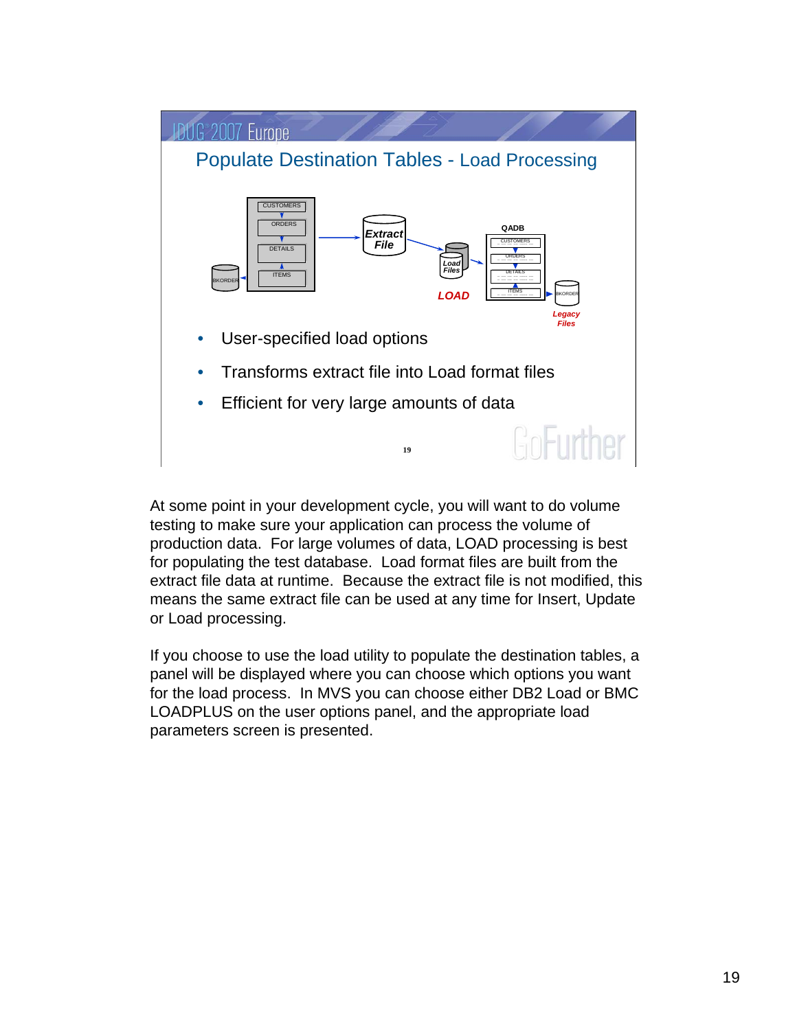## Populate Destination Tables - Load Processing

- User-specified load options
- Transforms extract file into Load format files
- Efficient for very large amounts of data

At some point in your development cycle, you will want to do volume testing to make sure your application can process the volume of production data. For large volumes of data, LOAD processing is best for populating the test database. Load format files are built from the extract file data at runtime. Because the extract file is not modified, this means the same extract file can be used at any time for Insert, Update or Load processing.

If you choose to use the load utility to populate the destination tables, a panel will be displayed where you can choose which options you want for the load process. In MVS you can choose either DB2 Load or BMC LOADPLUS on the user options panel, and the appropriate load parameters screen is presented.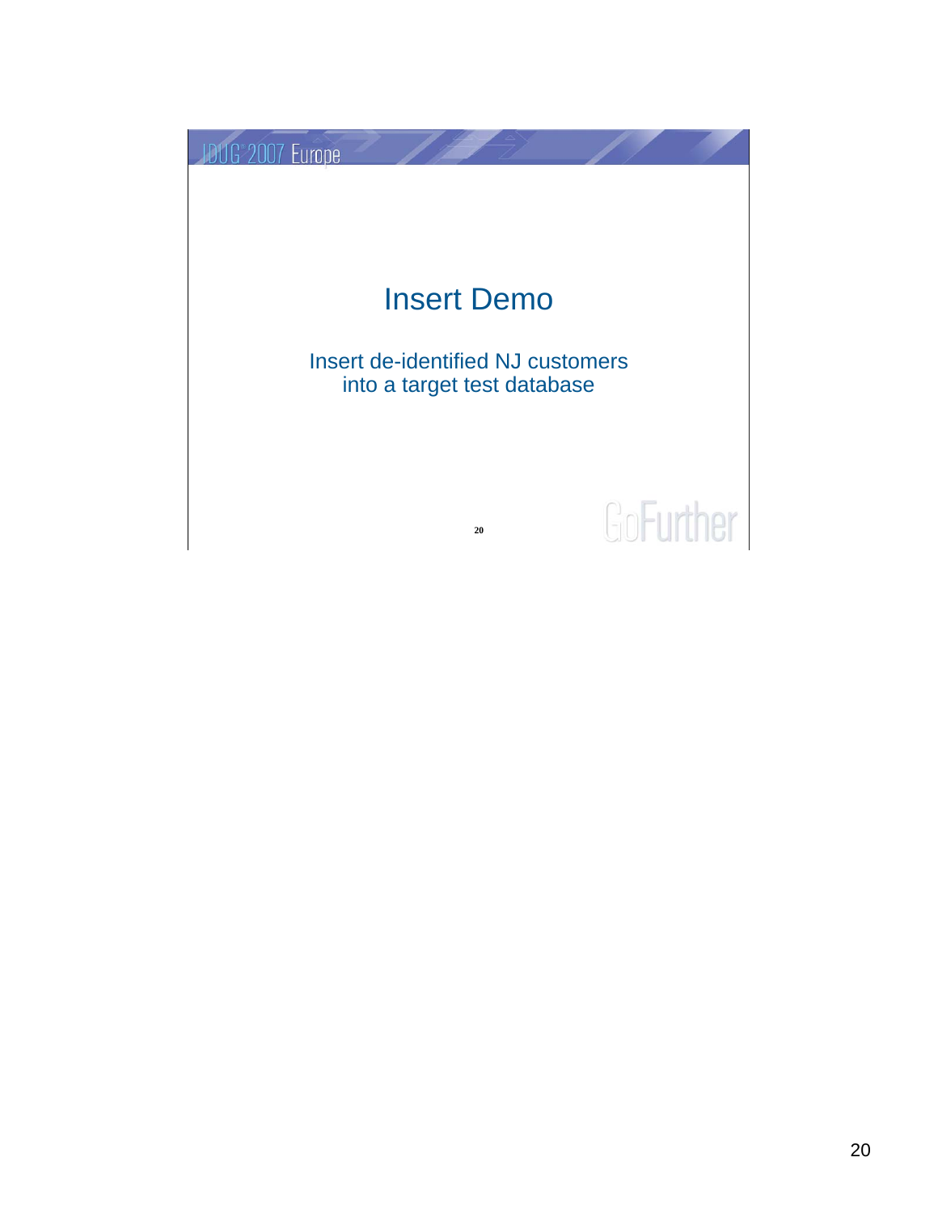# Insert Demo

Insert de-identified NJ customers
into a target test database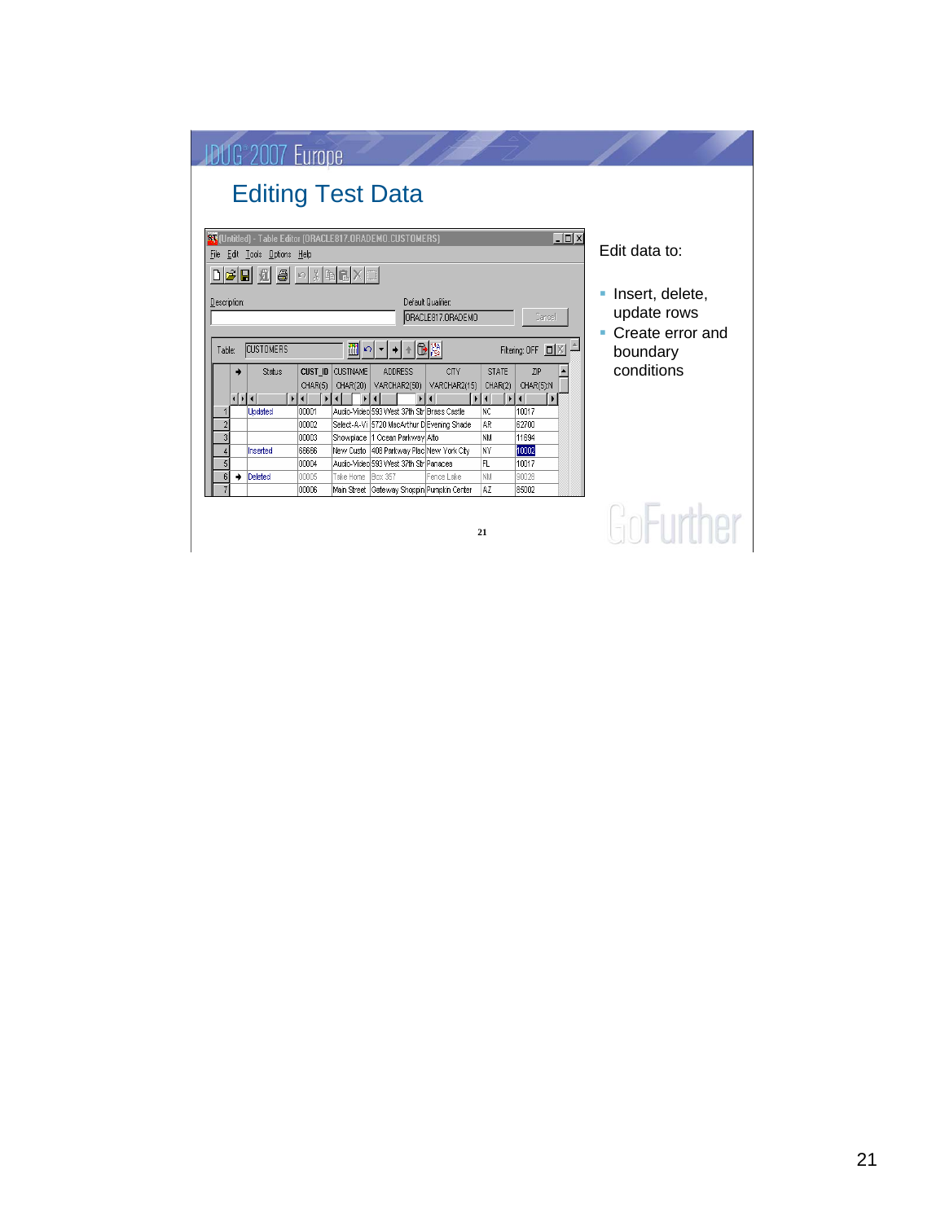# Editing Test Data

(Untitled) - Table Editor (ORACLE817.ORADEMO.CUSTOMERS)

File Edit Tools Options Help

Description:

Default Qualifier: ORACLE817.ORADEMO

Cancel

Table: CUSTOMERS

Filtering: OFF

| | | Status | CUST_ID CHAR(5) | CUSTNAME CHAR(20) | ADDRESS VARCHAR2(50) | CITY VARCHAR2(15) | STATE CHAR(2) | ZIP CHAR(5):N |
|---|---|---|---|---|---|---|---|---|
| 1 | | Updated | 00001 | Audio-Video | 593 West 37th Str | Brass Castle | NC | 10017 |
| 2 | | | 00002 | Select-A-Vi | 5720 MacArthur D | Evening Shade | AR | 62700 |
| 3 | | | 00003 | Showplace | 1 Ocean Parkway | Alto | NM | 11694 |
| 4 | | Inserted | 66666 | New Custo | 408 Parkway Plac | New York City | NY | 10002 |
| 5 | | | 00004 | Audio-Video | 593 West 37th Str | Panacea | FL | 10017 |
| 6 | ➔ | Deleted | 00005 | Take Home | Box 357 | Fence Lake | NM | 90028 |
| 7 | | | 00006 | Main Street | Gateway Shoppin | Pumpkin Center | AZ | 85002 |

Edit data to:

- Insert, delete, update rows
- Create error and boundary conditions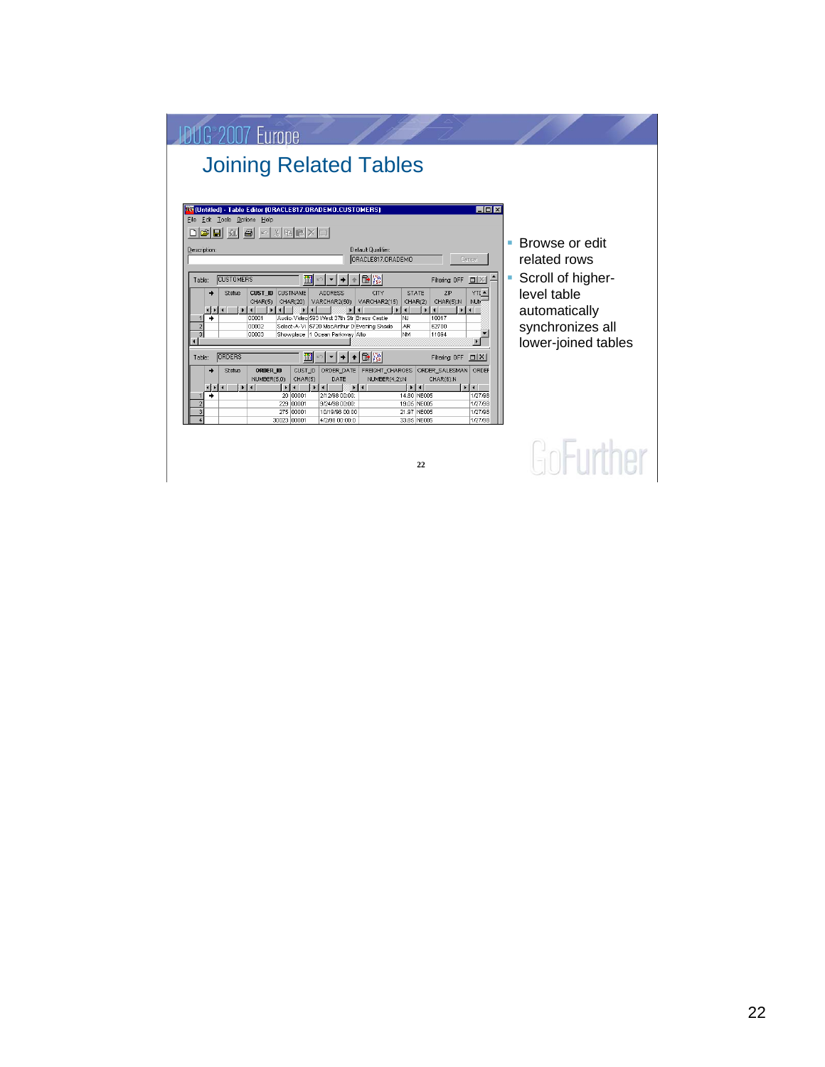## Joining Related Tables

- Browse or edit related rows
- Scroll of higher-level table automatically synchronizes all lower-joined tables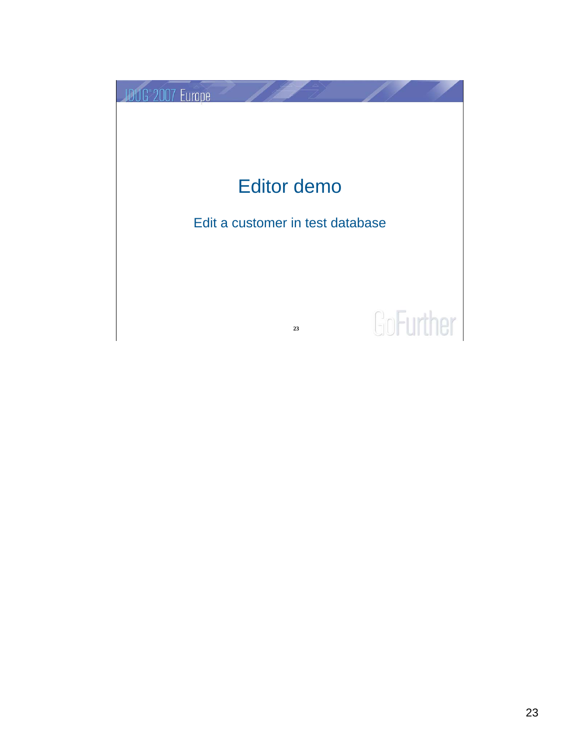# Editor demo

Edit a customer in test database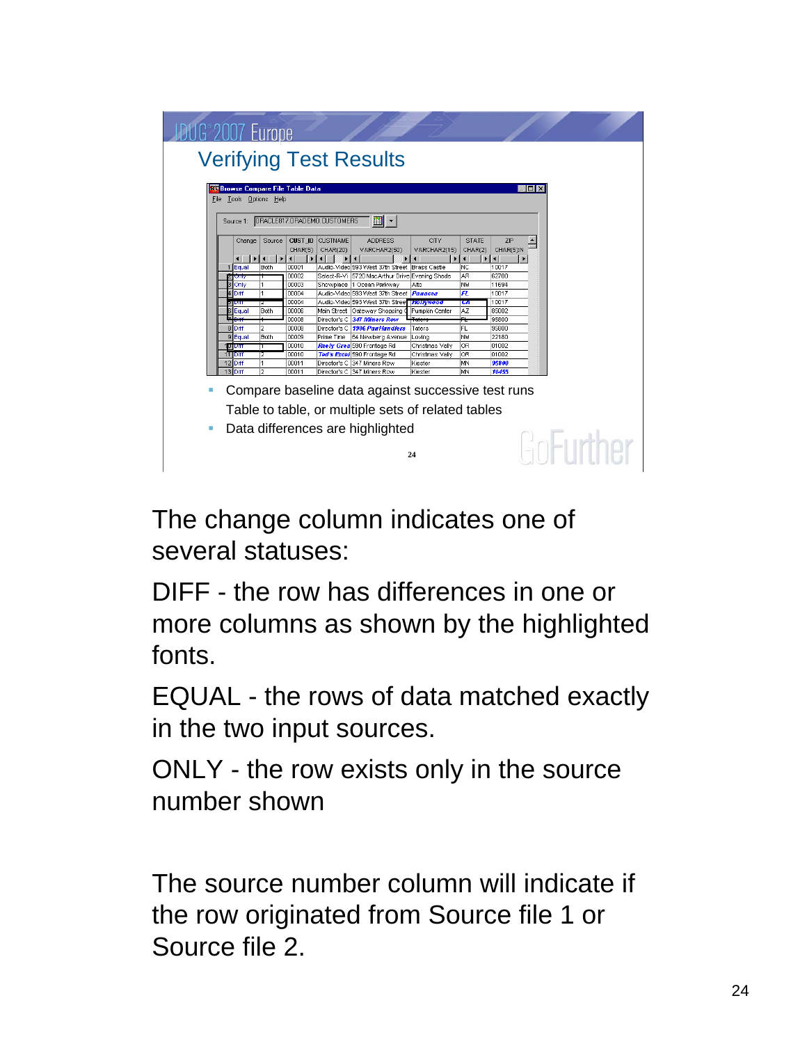## Verifying Test Results

Browse Compare File Table Data

File Tools Options Help

Source 1: ORACLE817.ORADEMO.CUSTOMERS

| | Change | Source | CUST_ID CHAR(5) | CUSTNAME CHAR(20) | ADDRESS VARCHAR2(50) | CITY VARCHAR2(15) | STATE CHAR(2) | ZIP CHAR(5)N |
|---|---|---|---|---|---|---|---|---|
| 1 | Equal | Both | 00001 | Audio-Video | 593 West 37th Street | Brass Castle | NC | 10017 |
| 2 | Only | 1 | 00002 | Select-R-Vi | 5720 MacArthur Drive | Evening Shade | AR | 62700 |
| 3 | Only | 1 | 00003 | Showplace | 1 Ocean Parkway | Arto | NM | 11694 |
| 4 | Diff | 1 | 00004 | Audio-Video | 593 West 37th Street | Panacea | FL | 10017 |
| 5 | Diff | 2 | 00004 | Audio-Video | 593 West 37th Street | Hollywood | CA | 10017 |
| 6 | Equal | Both | 00006 | Main Street | Gateway Shopping C | Pumpkin Center | AZ | 85002 |
| 7 | Diff | 1 | 00008 | Director's C | 347 Miners Row | Taters | FL | 95800 |
| 8 | Diff | 2 | 00008 | Director's C | 1906 PawHandlers | Taters | FL | 95800 |
| 9 | Equal | Both | 00009 | Prime Time | 54 Newberg Avenue | Loving | NM | 22180 |
| 10 | Diff | 1 | 00010 | Reely Grea | 590 Frontage Rd | Christmas Vally | OR | 01002 |
| 11 | Diff | 2 | 00010 | Ted's Excel | 590 Frontage Rd | Christmas Vally | OR | 01002 |
| 12 | Diff | 1 | 00011 | Director's C | 347 Miners Row | Kiester | MN | 95840 |
| 13 | Diff | 2 | 00011 | Director's C | 347 Miners Row | Kiester | MN | 10455 |

- Compare baseline data against successive test runs
  Table to table, or multiple sets of related tables
- Data differences are highlighted

The change column indicates one of several statuses:

DIFF - the row has differences in one or more columns as shown by the highlighted fonts.

EQUAL - the rows of data matched exactly in the two input sources.

ONLY - the row exists only in the source number shown

The source number column will indicate if the row originated from Source file 1 or Source file 2.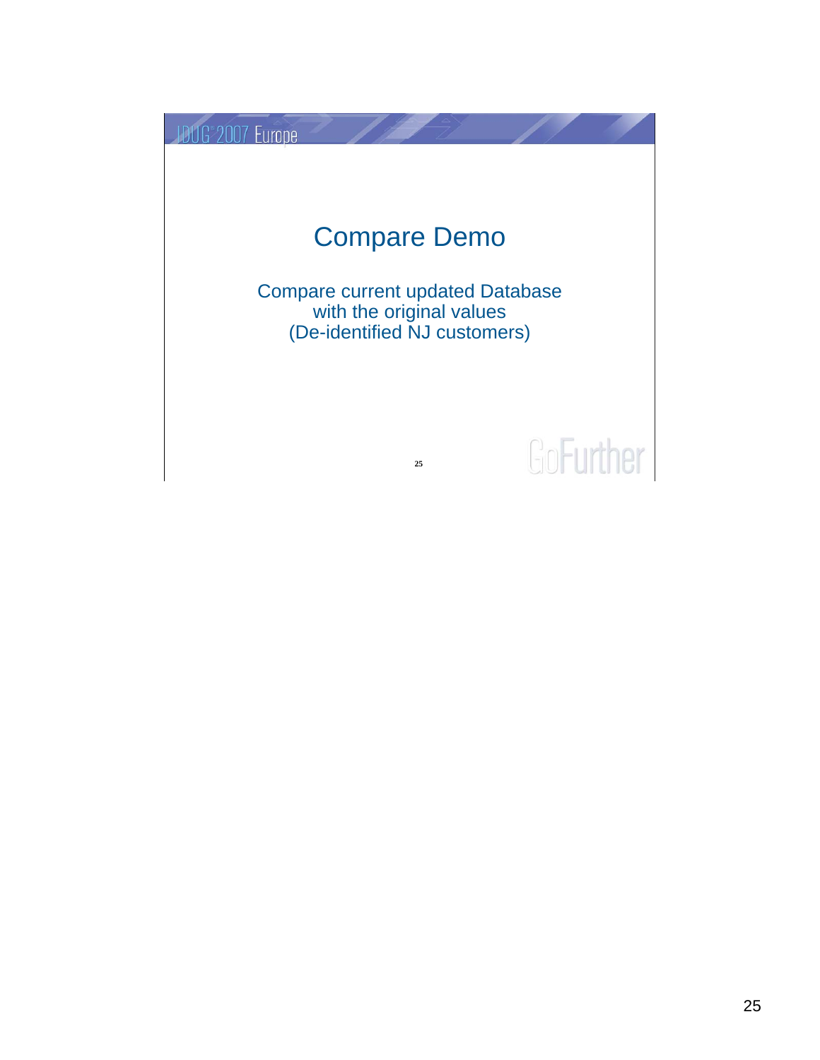# Compare Demo

Compare current updated Database
with the original values
(De-identified NJ customers)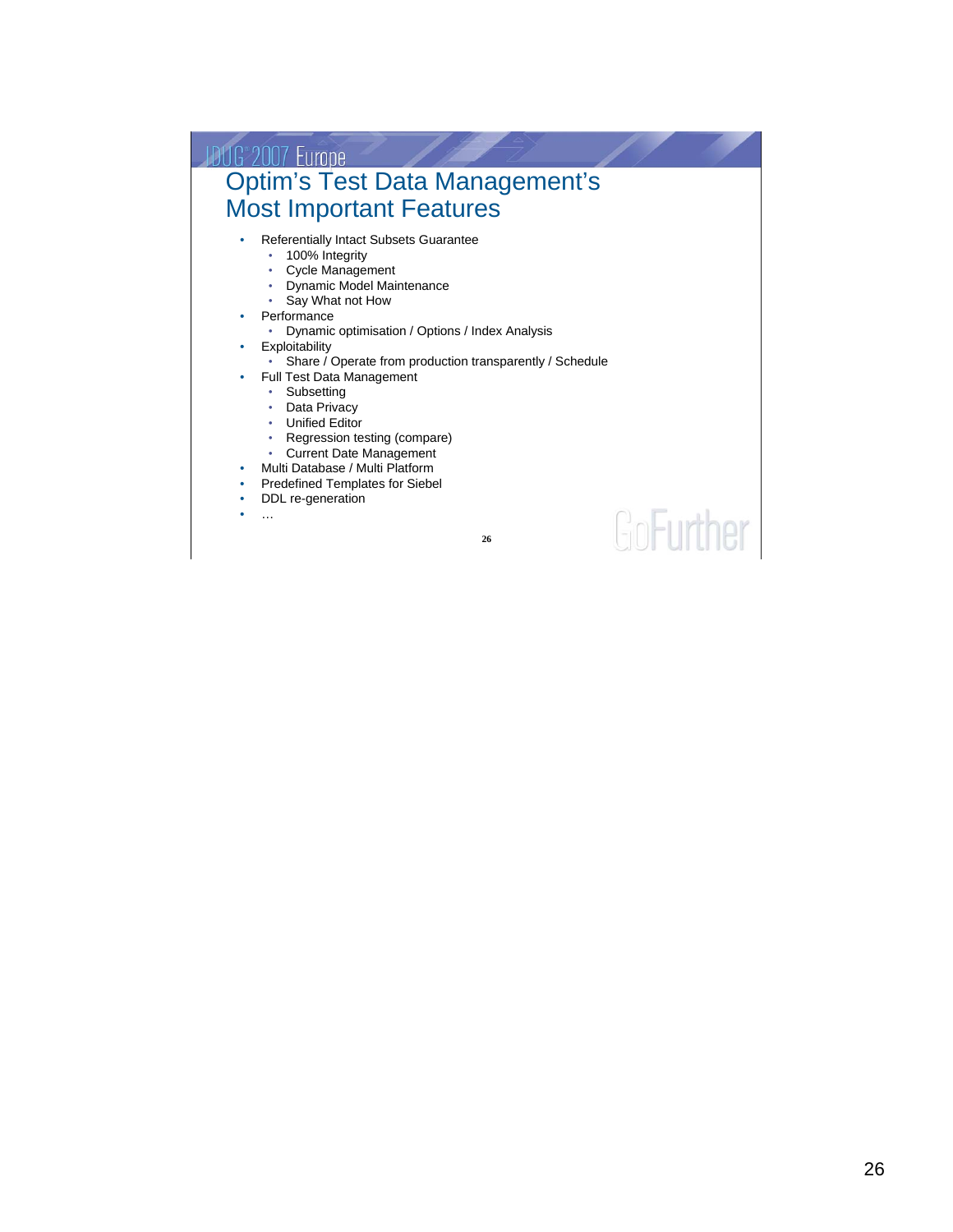# Optim's Test Data Management's Most Important Features

- Referentially Intact Subsets Guarantee
  - 100% Integrity
  - Cycle Management
  - Dynamic Model Maintenance
  - Say What not How
- Performance
  - Dynamic optimisation / Options / Index Analysis
- Exploitability
  - Share / Operate from production transparently / Schedule
- Full Test Data Management
  - Subsetting
  - Data Privacy
  - Unified Editor
  - Regression testing (compare)
  - Current Date Management
- Multi Database / Multi Platform
- Predefined Templates for Siebel
- DDL re-generation
- …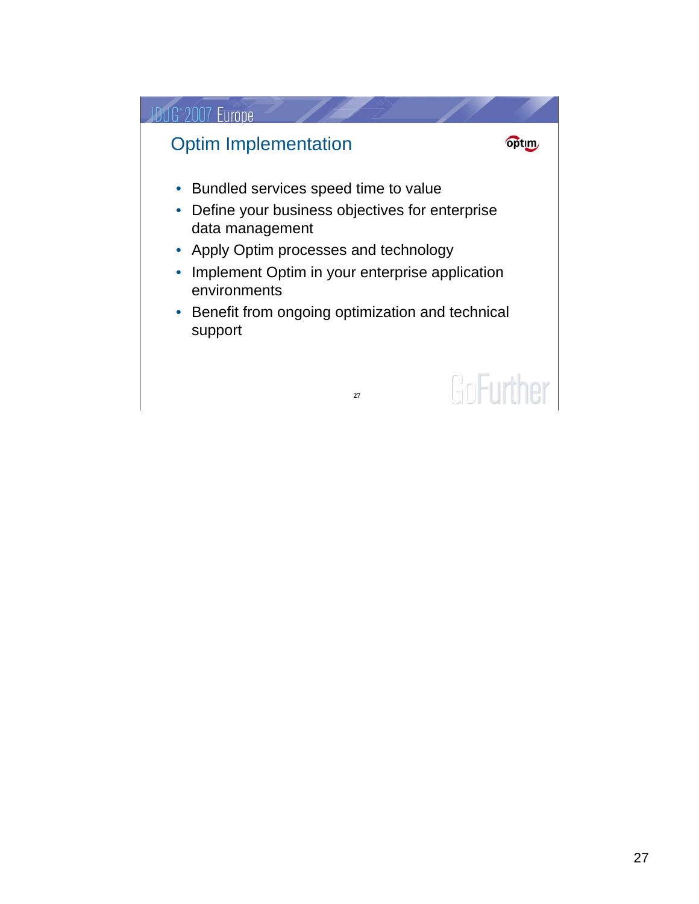## Optim Implementation

- Bundled services speed time to value
- Define your business objectives for enterprise data management
- Apply Optim processes and technology
- Implement Optim in your enterprise application environments
- Benefit from ongoing optimization and technical support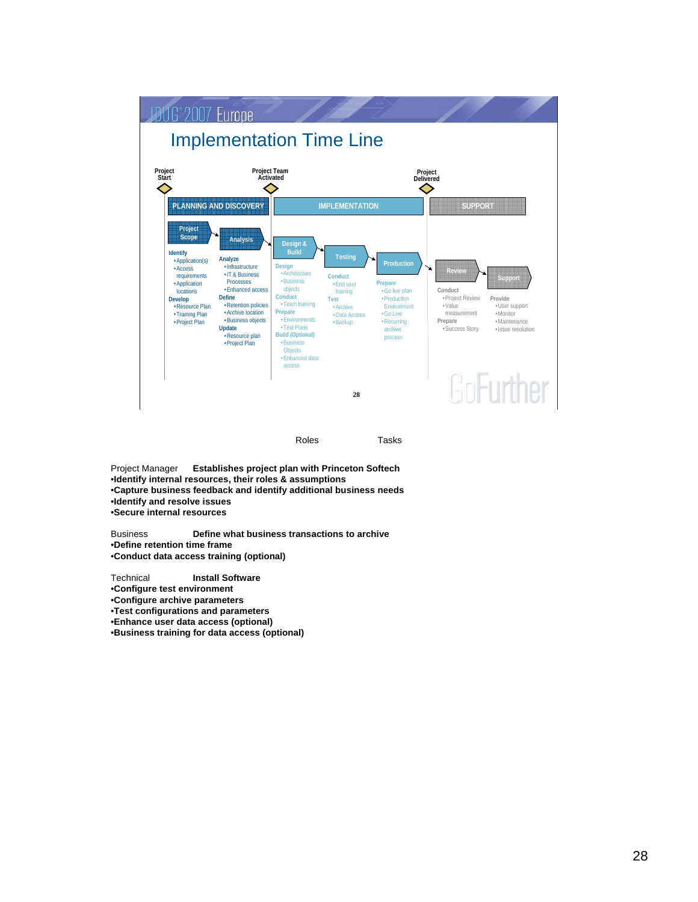# IDUG 2007 Europe

## Implementation Time Line

Project Start — Project Team Activated — Project Delivered

**PLANNING AND DISCOVERY** | **IMPLEMENTATION** | **SUPPORT**

**Project Scope**
- Identify
  - Application(s)
  - Access requirements
  - Application locations
- Develop
  - Resource Plan
  - Training Plan
  - Project Plan

**Analysis**
- Analyze
  - Infrastructure
  - IT & Business Processes
  - Enhanced access
- Define
  - Retention policies
  - Archive location
  - Business objects
- Update
  - Resource plan
  - Project Plan

**Design & Build**
- Design
  - Architecture
  - Business objects
- Conduct
  - Team training
- Prepare
  - Environments
  - Test Plans
- Build (Optional)
  - Business Objects
  - Enhanced data access

**Testing**
- Conduct
  - End user training
- Test
  - Archive
  - Data Access
  - Backup

**Production**
- Prepare
  - Go live plan
  - Production Environment
  - Go Live
  - Recurring archive process

**Review**
- Conduct
  - Project Review
  - Value measurement
- Prepare
  - Success Story

**Support**
- Provide
  - User support
  - Monitor
  - Maintenance
  - Issue resolution

28

GoFurther

Roles Tasks

Project Manager **Establishes project plan with Princeton Softech**
- **Identify internal resources, their roles & assumptions**
- **Capture business feedback and identify additional business needs**
- **Identify and resolve issues**
- **Secure internal resources**

Business **Define what business transactions to archive**
- **Define retention time frame**
- **Conduct data access training (optional)**

Technical **Install Software**
- **Configure test environment**
- **Configure archive parameters**
- **Test configurations and parameters**
- **Enhance user data access (optional)**
- **Business training for data access (optional)**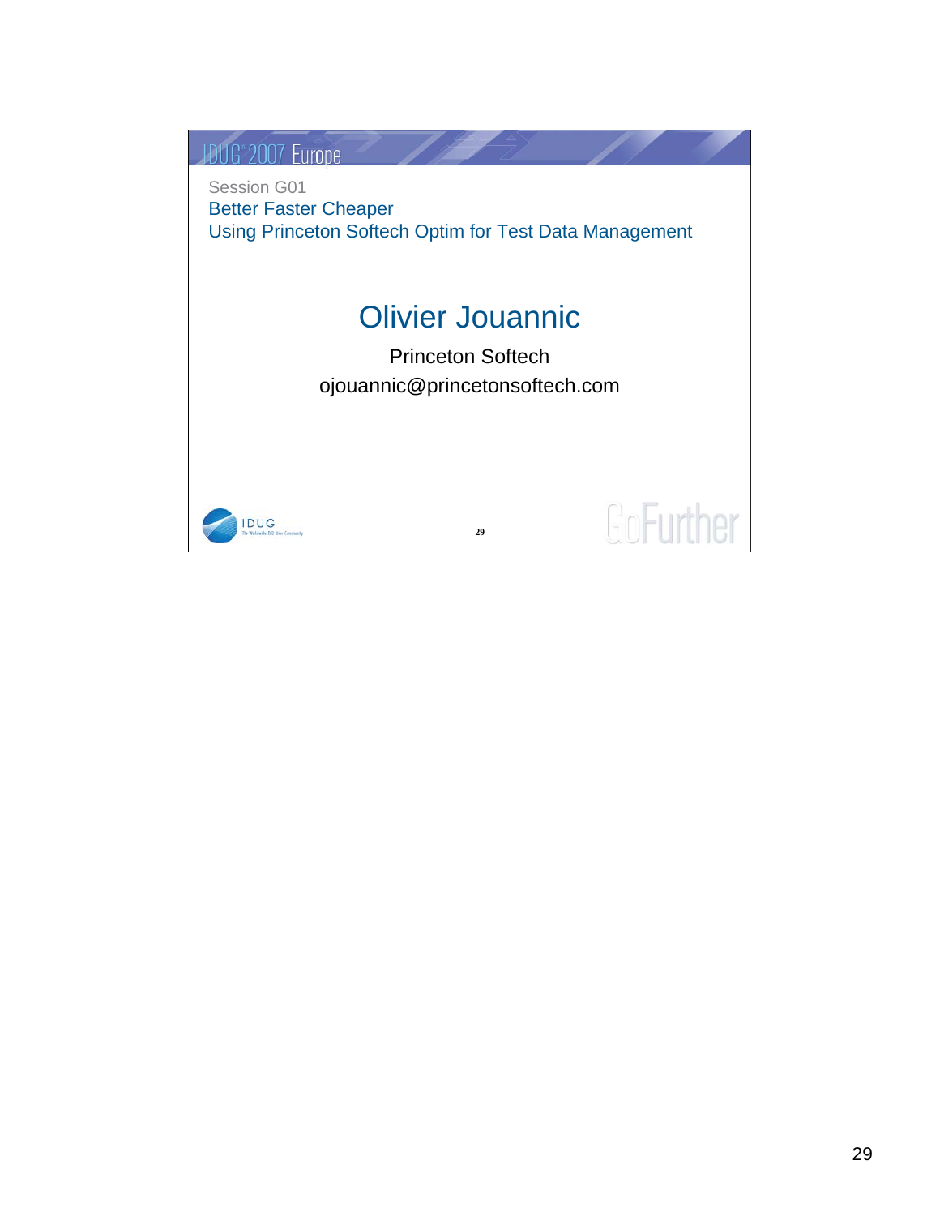IDUG 2007 Europe

Session G01

Better Faster Cheaper

Using Princeton Softech Optim for Test Data Management

## Olivier Jouannic

Princeton Softech

ojouannic@princetonsoftech.com

IDUG

GoFurther